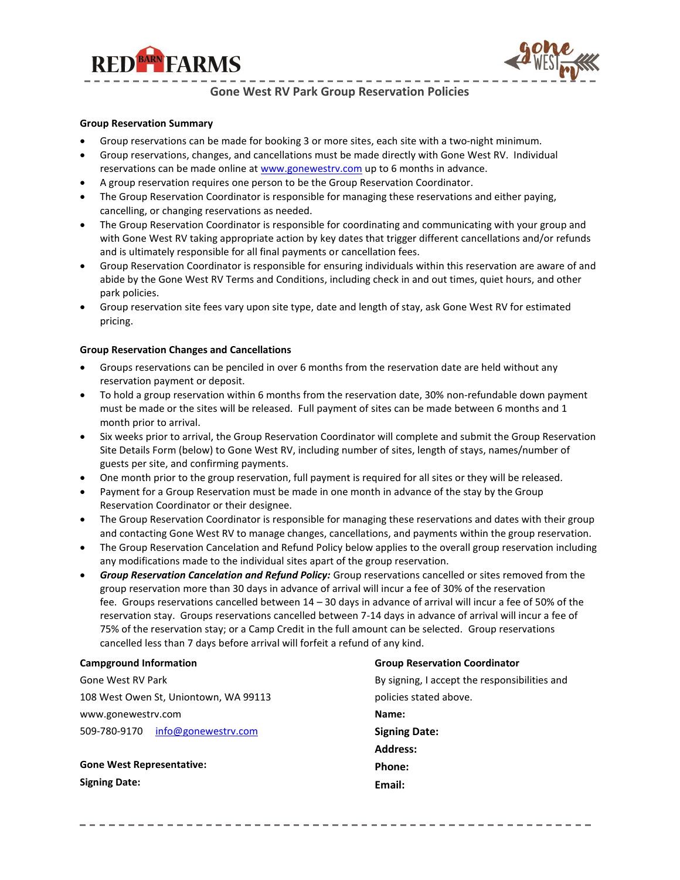RED BARN FARMS

gone WEST rv

## Gone West RV Park Group Reservation Policies

**Group Reservation Summary**

- Group reservations can be made for booking 3 or more sites, each site with a two-night minimum.
- Group reservations, changes, and cancellations must be made directly with Gone West RV. Individual reservations can be made online at www.gonewestrv.com up to 6 months in advance.
- A group reservation requires one person to be the Group Reservation Coordinator.
- The Group Reservation Coordinator is responsible for managing these reservations and either paying, cancelling, or changing reservations as needed.
- The Group Reservation Coordinator is responsible for coordinating and communicating with your group and with Gone West RV taking appropriate action by key dates that trigger different cancellations and/or refunds and is ultimately responsible for all final payments or cancellation fees.
- Group Reservation Coordinator is responsible for ensuring individuals within this reservation are aware of and abide by the Gone West RV Terms and Conditions, including check in and out times, quiet hours, and other park policies.
- Group reservation site fees vary upon site type, date and length of stay, ask Gone West RV for estimated pricing.

**Group Reservation Changes and Cancellations**

- Groups reservations can be penciled in over 6 months from the reservation date are held without any reservation payment or deposit.
- To hold a group reservation within 6 months from the reservation date, 30% non-refundable down payment must be made or the sites will be released. Full payment of sites can be made between 6 months and 1 month prior to arrival.
- Six weeks prior to arrival, the Group Reservation Coordinator will complete and submit the Group Reservation Site Details Form (below) to Gone West RV, including number of sites, length of stays, names/number of guests per site, and confirming payments.
- One month prior to the group reservation, full payment is required for all sites or they will be released.
- Payment for a Group Reservation must be made in one month in advance of the stay by the Group Reservation Coordinator or their designee.
- The Group Reservation Coordinator is responsible for managing these reservations and dates with their group and contacting Gone West RV to manage changes, cancellations, and payments within the group reservation.
- The Group Reservation Cancelation and Refund Policy below applies to the overall group reservation including any modifications made to the individual sites apart of the group reservation.
- ***Group Reservation Cancelation and Refund Policy:*** Group reservations cancelled or sites removed from the group reservation more than 30 days in advance of arrival will incur a fee of 30% of the reservation fee. Groups reservations cancelled between 14 – 30 days in advance of arrival will incur a fee of 50% of the reservation stay. Groups reservations cancelled between 7-14 days in advance of arrival will incur a fee of 75% of the reservation stay; or a Camp Credit in the full amount can be selected. Group reservations cancelled less than 7 days before arrival will forfeit a refund of any kind.

**Campground Information**

Gone West RV Park

108 West Owen St, Uniontown, WA 99113

www.gonewestrv.com

509-780-9170 info@gonewestrv.com

**Gone West Representative:**

**Signing Date:**

**Group Reservation Coordinator**

By signing, I accept the responsibilities and policies stated above.

**Name:**

**Signing Date:**

**Address:**

**Phone:**

**Email:**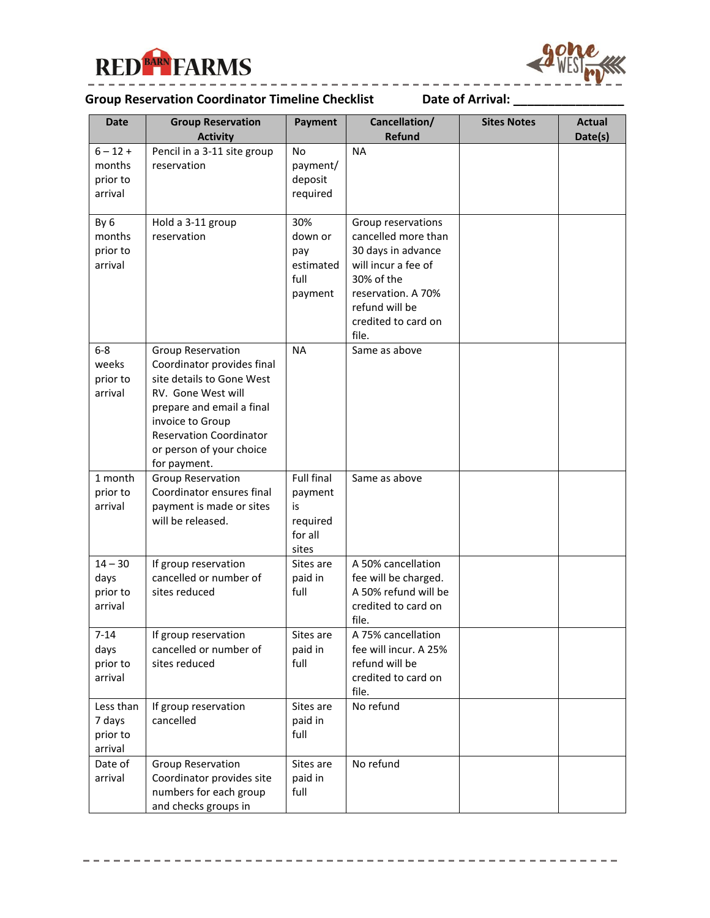RED BARN FARMS

gone WEST rv

**Group Reservation Coordinator Timeline Checklist** **Date of Arrival: ________________**

| Date | Group Reservation Activity | Payment | Cancellation/ Refund | Sites Notes | Actual Date(s) |
|---|---|---|---|---|---|
| 6 – 12 + months prior to arrival | Pencil in a 3-11 site group reservation | No payment/ deposit required | NA | | |
| By 6 months prior to arrival | Hold a 3-11 group reservation | 30% down or pay estimated full payment | Group reservations cancelled more than 30 days in advance will incur a fee of 30% of the reservation. A 70% refund will be credited to card on file. | | |
| 6-8 weeks prior to arrival | Group Reservation Coordinator provides final site details to Gone West RV. Gone West will prepare and email a final invoice to Group Reservation Coordinator or person of your choice for payment. | NA | Same as above | | |
| 1 month prior to arrival | Group Reservation Coordinator ensures final payment is made or sites will be released. | Full final payment is required for all sites | Same as above | | |
| 14 – 30 days prior to arrival | If group reservation cancelled or number of sites reduced | Sites are paid in full | A 50% cancellation fee will be charged. A 50% refund will be credited to card on file. | | |
| 7-14 days prior to arrival | If group reservation cancelled or number of sites reduced | Sites are paid in full | A 75% cancellation fee will incur. A 25% refund will be credited to card on file. | | |
| Less than 7 days prior to arrival | If group reservation cancelled | Sites are paid in full | No refund | | |
| Date of arrival | Group Reservation Coordinator provides site numbers for each group and checks groups in | Sites are paid in full | No refund | | |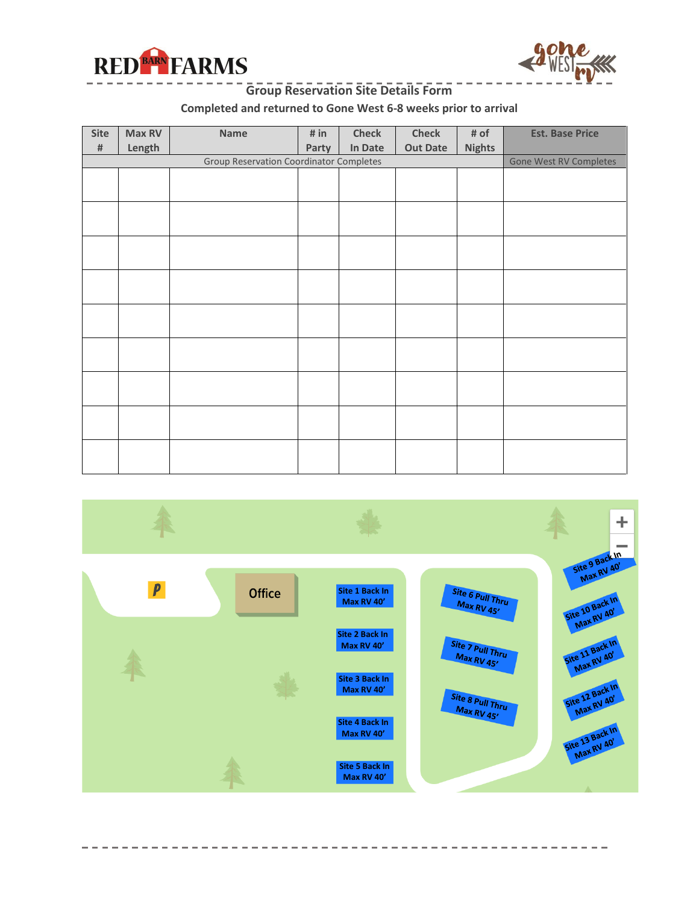RED BARN FARMS

gone WEST rv

## Group Reservation Site Details Form

**Completed and returned to Gone West 6-8 weeks prior to arrival**

| Site # | Max RV Length | Name | # in Party | Check In Date | Check Out Date | # of Nights | Est. Base Price |
|---|---|---|---|---|---|---|---|
| Group Reservation Coordinator Completes | | | | | | | Gone West RV Completes |
| | | | | | | | |
| | | | | | | | |
| | | | | | | | |
| | | | | | | | |
| | | | | | | | |
| | | | | | | | |
| | | | | | | | |
| | | | | | | | |
| | | | | | | | |

P

Office

Site 1 Back In Max RV 40'

Site 2 Back In Max RV 40'

Site 3 Back In Max RV 40'

Site 4 Back In Max RV 40'

Site 5 Back In Max RV 40'

Site 6 Pull Thru Max RV 45'

Site 7 Pull Thru Max RV 45'

Site 8 Pull Thru Max RV 45'

Site 9 Back In Max RV 40'

Site 10 Back In Max RV 40'

Site 11 Back In Max RV 40'

Site 12 Back In Max RV 40'

Site 13 Back In Max RV 40'